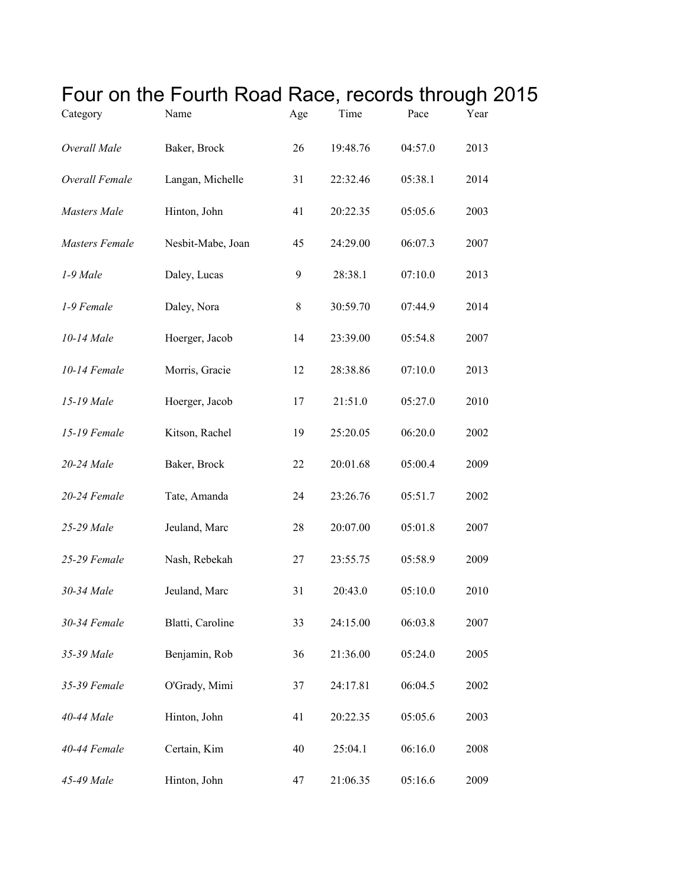# Four on the Fourth Road Race, records through 2015

| Category | Name | Age | Time | Pace | Year |
|---|---|---|---|---|---|
| *Overall Male* | Baker, Brock | 26 | 19:48.76 | 04:57.0 | 2013 |
| *Overall Female* | Langan, Michelle | 31 | 22:32.46 | 05:38.1 | 2014 |
| *Masters Male* | Hinton, John | 41 | 20:22.35 | 05:05.6 | 2003 |
| *Masters Female* | Nesbit-Mabe, Joan | 45 | 24:29.00 | 06:07.3 | 2007 |
| *1-9 Male* | Daley, Lucas | 9 | 28:38.1 | 07:10.0 | 2013 |
| *1-9 Female* | Daley, Nora | 8 | 30:59.70 | 07:44.9 | 2014 |
| *10-14 Male* | Hoerger, Jacob | 14 | 23:39.00 | 05:54.8 | 2007 |
| *10-14 Female* | Morris, Gracie | 12 | 28:38.86 | 07:10.0 | 2013 |
| *15-19 Male* | Hoerger, Jacob | 17 | 21:51.0 | 05:27.0 | 2010 |
| *15-19 Female* | Kitson, Rachel | 19 | 25:20.05 | 06:20.0 | 2002 |
| *20-24 Male* | Baker, Brock | 22 | 20:01.68 | 05:00.4 | 2009 |
| *20-24 Female* | Tate, Amanda | 24 | 23:26.76 | 05:51.7 | 2002 |
| *25-29 Male* | Jeuland, Marc | 28 | 20:07.00 | 05:01.8 | 2007 |
| *25-29 Female* | Nash, Rebekah | 27 | 23:55.75 | 05:58.9 | 2009 |
| *30-34 Male* | Jeuland, Marc | 31 | 20:43.0 | 05:10.0 | 2010 |
| *30-34 Female* | Blatti, Caroline | 33 | 24:15.00 | 06:03.8 | 2007 |
| *35-39 Male* | Benjamin, Rob | 36 | 21:36.00 | 05:24.0 | 2005 |
| *35-39 Female* | O'Grady, Mimi | 37 | 24:17.81 | 06:04.5 | 2002 |
| *40-44 Male* | Hinton, John | 41 | 20:22.35 | 05:05.6 | 2003 |
| *40-44 Female* | Certain, Kim | 40 | 25:04.1 | 06:16.0 | 2008 |
| *45-49 Male* | Hinton, John | 47 | 21:06.35 | 05:16.6 | 2009 |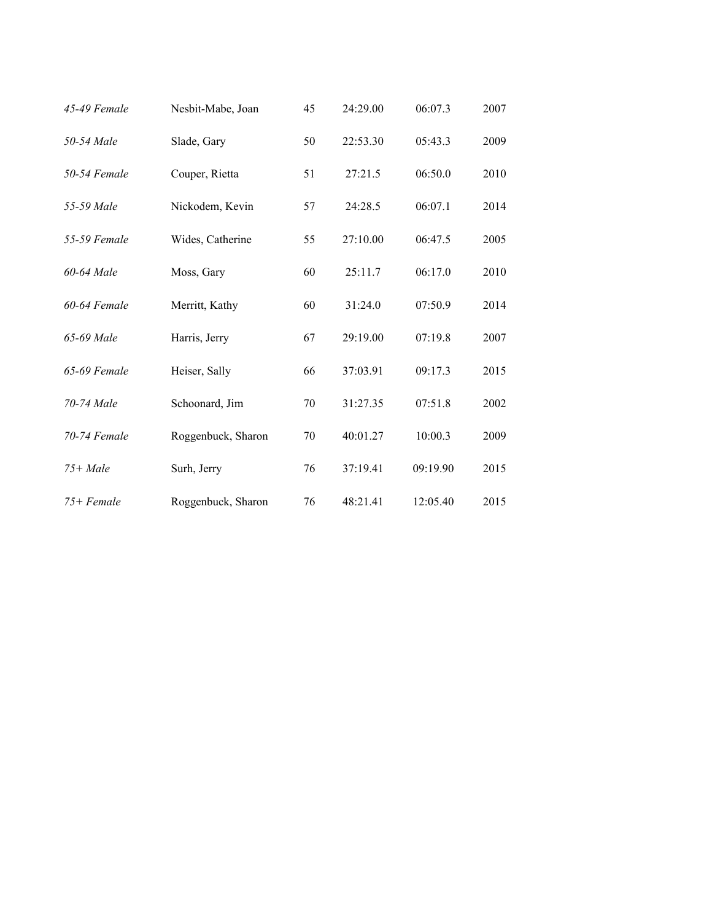| | | | | | |
|---|---|---|---|---|---|
| *45-49 Female* | Nesbit-Mabe, Joan | 45 | 24:29.00 | 06:07.3 | 2007 |
| *50-54 Male* | Slade, Gary | 50 | 22:53.30 | 05:43.3 | 2009 |
| *50-54 Female* | Couper, Rietta | 51 | 27:21.5 | 06:50.0 | 2010 |
| *55-59 Male* | Nickodem, Kevin | 57 | 24:28.5 | 06:07.1 | 2014 |
| *55-59 Female* | Wides, Catherine | 55 | 27:10.00 | 06:47.5 | 2005 |
| *60-64 Male* | Moss, Gary | 60 | 25:11.7 | 06:17.0 | 2010 |
| *60-64 Female* | Merritt, Kathy | 60 | 31:24.0 | 07:50.9 | 2014 |
| *65-69 Male* | Harris, Jerry | 67 | 29:19.00 | 07:19.8 | 2007 |
| *65-69 Female* | Heiser, Sally | 66 | 37:03.91 | 09:17.3 | 2015 |
| *70-74 Male* | Schoonard, Jim | 70 | 31:27.35 | 07:51.8 | 2002 |
| *70-74 Female* | Roggenbuck, Sharon | 70 | 40:01.27 | 10:00.3 | 2009 |
| *75+ Male* | Surh, Jerry | 76 | 37:19.41 | 09:19.90 | 2015 |
| *75+ Female* | Roggenbuck, Sharon | 76 | 48:21.41 | 12:05.40 | 2015 |